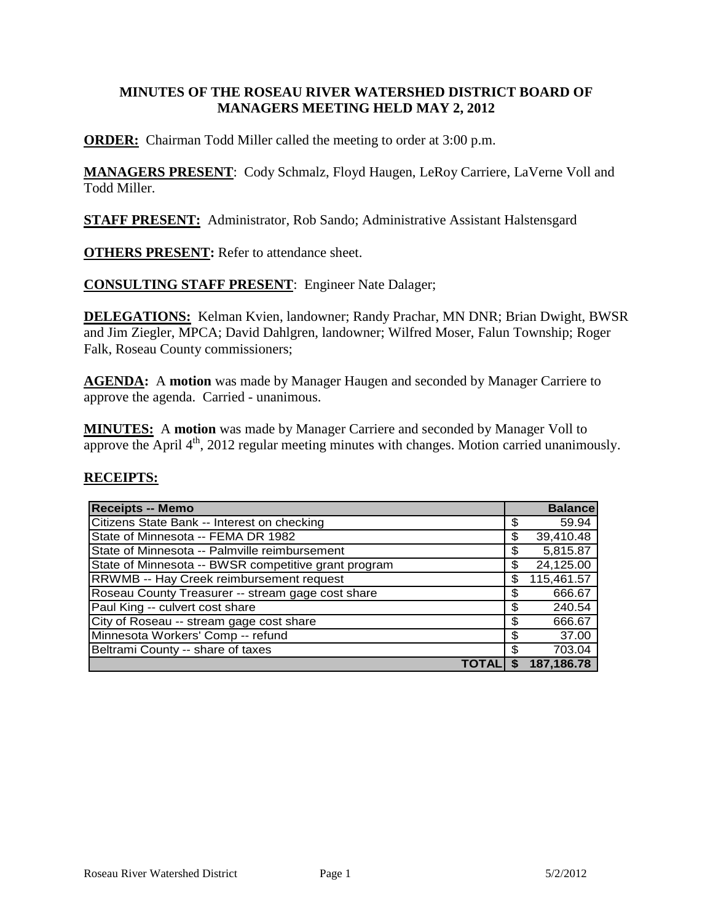# MINUTES OF THE ROSEAU RIVER WATERSHED DISTRICT BOARD OF MANAGERS MEETING HELD MAY 2, 2012

**ORDER:** Chairman Todd Miller called the meeting to order at 3:00 p.m.

**MANAGERS PRESENT**: Cody Schmalz, Floyd Haugen, LeRoy Carriere, LaVerne Voll and Todd Miller.

**STAFF PRESENT:** Administrator, Rob Sando; Administrative Assistant Halstensgard

**OTHERS PRESENT:** Refer to attendance sheet.

**CONSULTING STAFF PRESENT**: Engineer Nate Dalager;

**DELEGATIONS:** Kelman Kvien, landowner; Randy Prachar, MN DNR; Brian Dwight, BWSR and Jim Ziegler, MPCA; David Dahlgren, landowner; Wilfred Moser, Falun Township; Roger Falk, Roseau County commissioners;

**AGENDA:** A **motion** was made by Manager Haugen and seconded by Manager Carriere to approve the agenda. Carried - unanimous.

**MINUTES:** A **motion** was made by Manager Carriere and seconded by Manager Voll to approve the April 4th, 2012 regular meeting minutes with changes. Motion carried unanimously.

**RECEIPTS:**

| Receipts -- Memo | Balance |
|---|---|
| Citizens State Bank -- Interest on checking | $ 59.94 |
| State of Minnesota -- FEMA DR 1982 | $ 39,410.48 |
| State of Minnesota -- Palmville reimbursement | $ 5,815.87 |
| State of Minnesota -- BWSR competitive grant program | $ 24,125.00 |
| RRWMB -- Hay Creek reimbursement request | $ 115,461.57 |
| Roseau County Treasurer -- stream gage cost share | $ 666.67 |
| Paul King -- culvert cost share | $ 240.54 |
| City of Roseau -- stream gage cost share | $ 666.67 |
| Minnesota Workers' Comp -- refund | $ 37.00 |
| Beltrami County -- share of taxes | $ 703.04 |
| **TOTAL** | **$ 187,186.78** |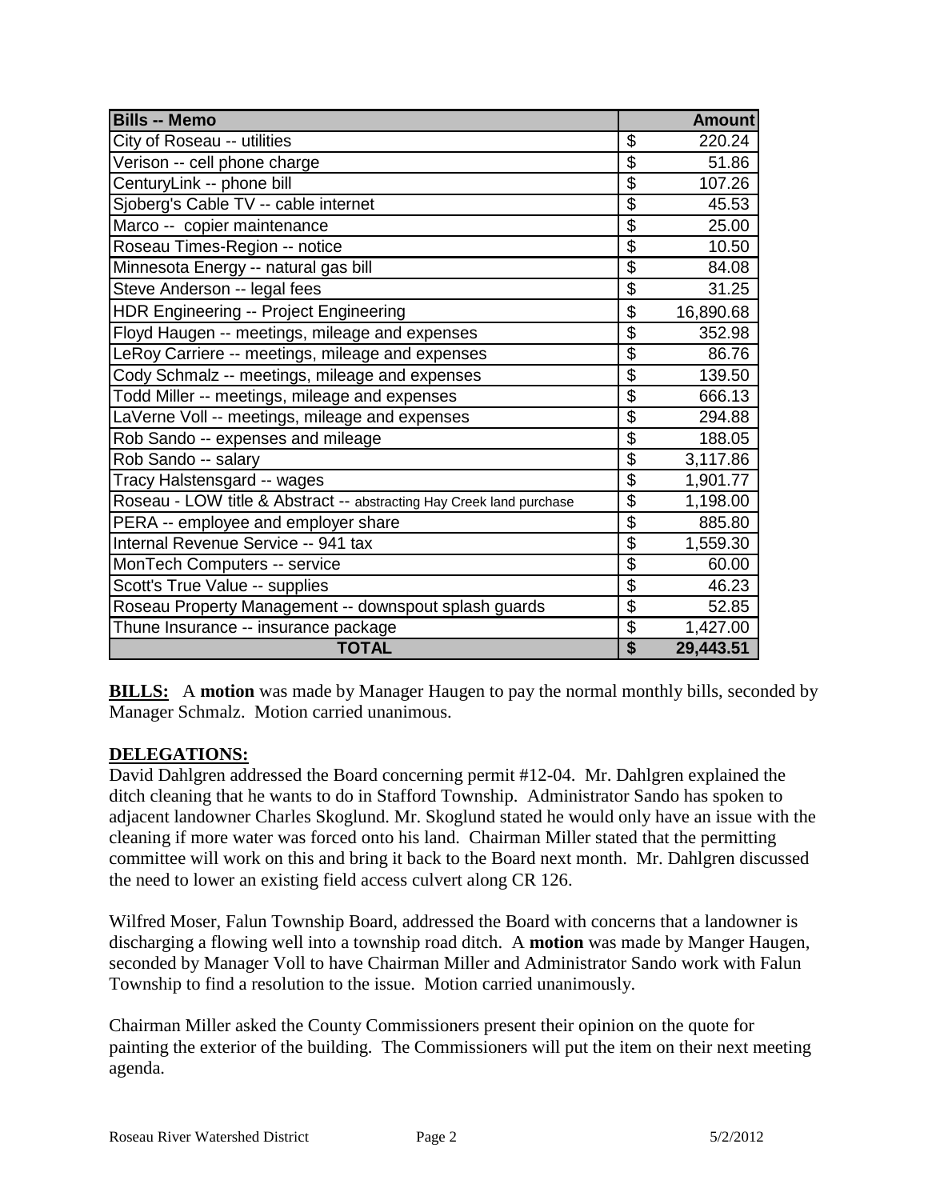| Bills -- Memo | Amount |
|---|---|
| City of Roseau -- utilities | $ 220.24 |
| Verison -- cell phone charge | $ 51.86 |
| CenturyLink -- phone bill | $ 107.26 |
| Sjoberg's Cable TV -- cable internet | $ 45.53 |
| Marco -- copier maintenance | $ 25.00 |
| Roseau Times-Region -- notice | $ 10.50 |
| Minnesota Energy -- natural gas bill | $ 84.08 |
| Steve Anderson -- legal fees | $ 31.25 |
| HDR Engineering -- Project Engineering | $ 16,890.68 |
| Floyd Haugen -- meetings, mileage and expenses | $ 352.98 |
| LeRoy Carriere -- meetings, mileage and expenses | $ 86.76 |
| Cody Schmalz -- meetings, mileage and expenses | $ 139.50 |
| Todd Miller -- meetings, mileage and expenses | $ 666.13 |
| LaVerne Voll -- meetings, mileage and expenses | $ 294.88 |
| Rob Sando -- expenses and mileage | $ 188.05 |
| Rob Sando -- salary | $ 3,117.86 |
| Tracy Halstensgard -- wages | $ 1,901.77 |
| Roseau - LOW title & Abstract -- abstracting Hay Creek land purchase | $ 1,198.00 |
| PERA -- employee and employer share | $ 885.80 |
| Internal Revenue Service -- 941 tax | $ 1,559.30 |
| MonTech Computers -- service | $ 60.00 |
| Scott's True Value -- supplies | $ 46.23 |
| Roseau Property Management -- downspout splash guards | $ 52.85 |
| Thune Insurance -- insurance package | $ 1,427.00 |
| **TOTAL** | **$ 29,443.51** |

**BILLS:** A **motion** was made by Manager Haugen to pay the normal monthly bills, seconded by Manager Schmalz. Motion carried unanimous.

**DELEGATIONS:**

David Dahlgren addressed the Board concerning permit #12-04. Mr. Dahlgren explained the ditch cleaning that he wants to do in Stafford Township. Administrator Sando has spoken to adjacent landowner Charles Skoglund. Mr. Skoglund stated he would only have an issue with the cleaning if more water was forced onto his land. Chairman Miller stated that the permitting committee will work on this and bring it back to the Board next month. Mr. Dahlgren discussed the need to lower an existing field access culvert along CR 126.

Wilfred Moser, Falun Township Board, addressed the Board with concerns that a landowner is discharging a flowing well into a township road ditch. A **motion** was made by Manger Haugen, seconded by Manager Voll to have Chairman Miller and Administrator Sando work with Falun Township to find a resolution to the issue. Motion carried unanimously.

Chairman Miller asked the County Commissioners present their opinion on the quote for painting the exterior of the building. The Commissioners will put the item on their next meeting agenda.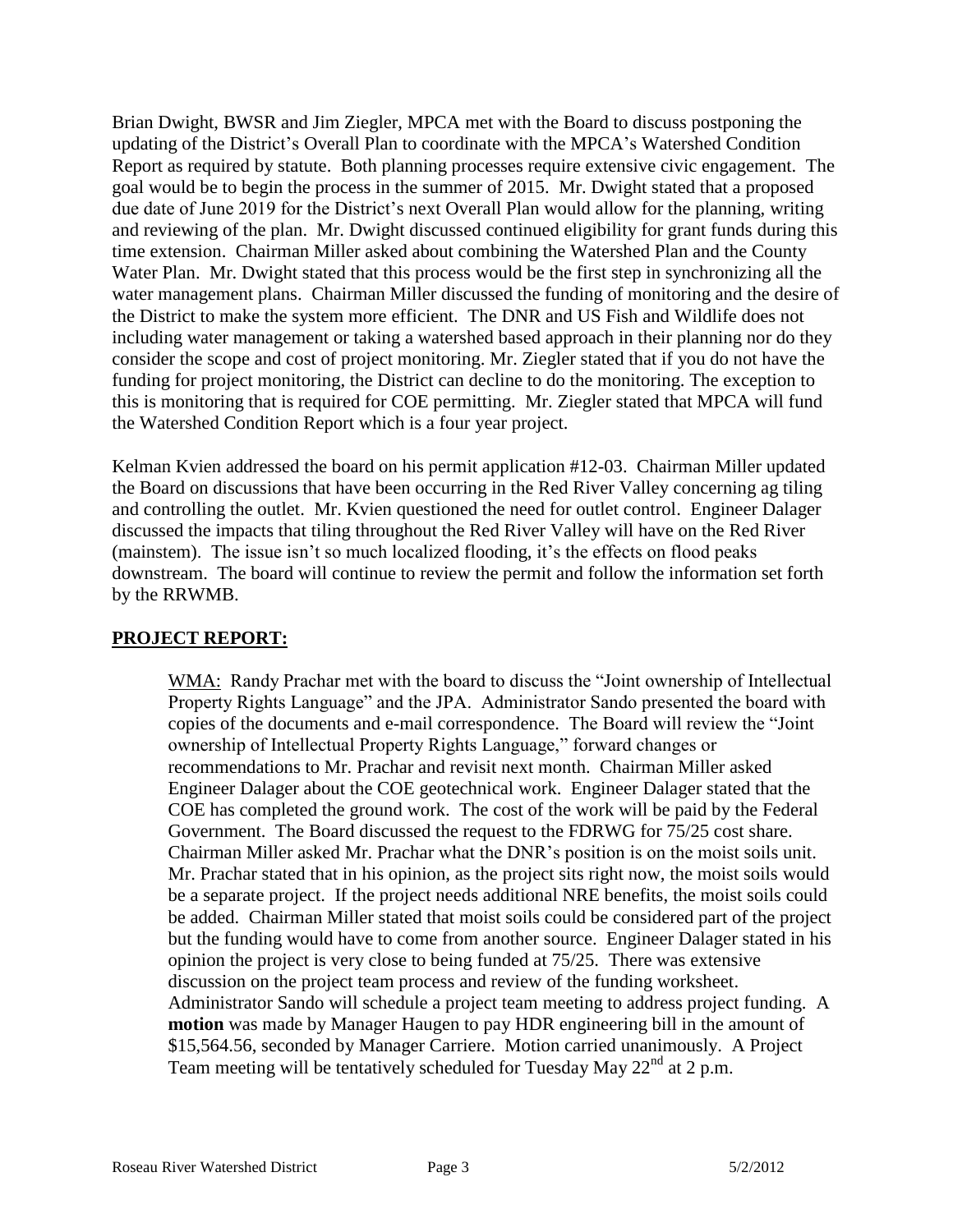Brian Dwight, BWSR and Jim Ziegler, MPCA met with the Board to discuss postponing the updating of the District's Overall Plan to coordinate with the MPCA's Watershed Condition Report as required by statute. Both planning processes require extensive civic engagement. The goal would be to begin the process in the summer of 2015. Mr. Dwight stated that a proposed due date of June 2019 for the District's next Overall Plan would allow for the planning, writing and reviewing of the plan. Mr. Dwight discussed continued eligibility for grant funds during this time extension. Chairman Miller asked about combining the Watershed Plan and the County Water Plan. Mr. Dwight stated that this process would be the first step in synchronizing all the water management plans. Chairman Miller discussed the funding of monitoring and the desire of the District to make the system more efficient. The DNR and US Fish and Wildlife does not including water management or taking a watershed based approach in their planning nor do they consider the scope and cost of project monitoring. Mr. Ziegler stated that if you do not have the funding for project monitoring, the District can decline to do the monitoring. The exception to this is monitoring that is required for COE permitting. Mr. Ziegler stated that MPCA will fund the Watershed Condition Report which is a four year project.

Kelman Kvien addressed the board on his permit application #12-03. Chairman Miller updated the Board on discussions that have been occurring in the Red River Valley concerning ag tiling and controlling the outlet. Mr. Kvien questioned the need for outlet control. Engineer Dalager discussed the impacts that tiling throughout the Red River Valley will have on the Red River (mainstem). The issue isn't so much localized flooding, it's the effects on flood peaks downstream. The board will continue to review the permit and follow the information set forth by the RRWMB.

## PROJECT REPORT:

WMA: Randy Prachar met with the board to discuss the "Joint ownership of Intellectual Property Rights Language" and the JPA. Administrator Sando presented the board with copies of the documents and e-mail correspondence. The Board will review the "Joint ownership of Intellectual Property Rights Language," forward changes or recommendations to Mr. Prachar and revisit next month. Chairman Miller asked Engineer Dalager about the COE geotechnical work. Engineer Dalager stated that the COE has completed the ground work. The cost of the work will be paid by the Federal Government. The Board discussed the request to the FDRWG for 75/25 cost share. Chairman Miller asked Mr. Prachar what the DNR's position is on the moist soils unit. Mr. Prachar stated that in his opinion, as the project sits right now, the moist soils would be a separate project. If the project needs additional NRE benefits, the moist soils could be added. Chairman Miller stated that moist soils could be considered part of the project but the funding would have to come from another source. Engineer Dalager stated in his opinion the project is very close to being funded at 75/25. There was extensive discussion on the project team process and review of the funding worksheet. Administrator Sando will schedule a project team meeting to address project funding. A **motion** was made by Manager Haugen to pay HDR engineering bill in the amount of $15,564.56, seconded by Manager Carriere. Motion carried unanimously. A Project Team meeting will be tentatively scheduled for Tuesday May 22nd at 2 p.m.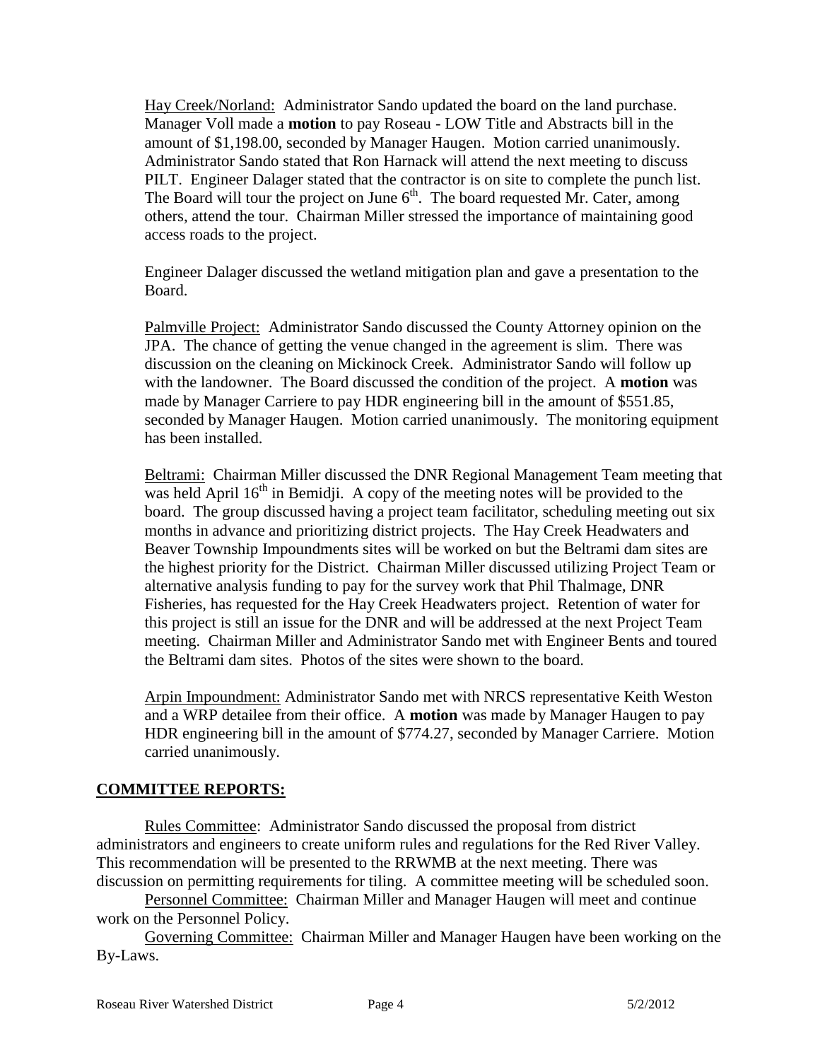Hay Creek/Norland: Administrator Sando updated the board on the land purchase. Manager Voll made a **motion** to pay Roseau - LOW Title and Abstracts bill in the amount of $1,198.00, seconded by Manager Haugen. Motion carried unanimously. Administrator Sando stated that Ron Harnack will attend the next meeting to discuss PILT. Engineer Dalager stated that the contractor is on site to complete the punch list. The Board will tour the project on June 6th. The board requested Mr. Cater, among others, attend the tour. Chairman Miller stressed the importance of maintaining good access roads to the project.

Engineer Dalager discussed the wetland mitigation plan and gave a presentation to the Board.

Palmville Project: Administrator Sando discussed the County Attorney opinion on the JPA. The chance of getting the venue changed in the agreement is slim. There was discussion on the cleaning on Mickinock Creek. Administrator Sando will follow up with the landowner. The Board discussed the condition of the project. A **motion** was made by Manager Carriere to pay HDR engineering bill in the amount of $551.85, seconded by Manager Haugen. Motion carried unanimously. The monitoring equipment has been installed.

Beltrami: Chairman Miller discussed the DNR Regional Management Team meeting that was held April 16th in Bemidji. A copy of the meeting notes will be provided to the board. The group discussed having a project team facilitator, scheduling meeting out six months in advance and prioritizing district projects. The Hay Creek Headwaters and Beaver Township Impoundments sites will be worked on but the Beltrami dam sites are the highest priority for the District. Chairman Miller discussed utilizing Project Team or alternative analysis funding to pay for the survey work that Phil Thalmage, DNR Fisheries, has requested for the Hay Creek Headwaters project. Retention of water for this project is still an issue for the DNR and will be addressed at the next Project Team meeting. Chairman Miller and Administrator Sando met with Engineer Bents and toured the Beltrami dam sites. Photos of the sites were shown to the board.

Arpin Impoundment: Administrator Sando met with NRCS representative Keith Weston and a WRP detailee from their office. A **motion** was made by Manager Haugen to pay HDR engineering bill in the amount of $774.27, seconded by Manager Carriere. Motion carried unanimously.

## COMMITTEE REPORTS:

Rules Committee: Administrator Sando discussed the proposal from district administrators and engineers to create uniform rules and regulations for the Red River Valley. This recommendation will be presented to the RRWMB at the next meeting. There was discussion on permitting requirements for tiling. A committee meeting will be scheduled soon.

Personnel Committee: Chairman Miller and Manager Haugen will meet and continue work on the Personnel Policy.

Governing Committee: Chairman Miller and Manager Haugen have been working on the By-Laws.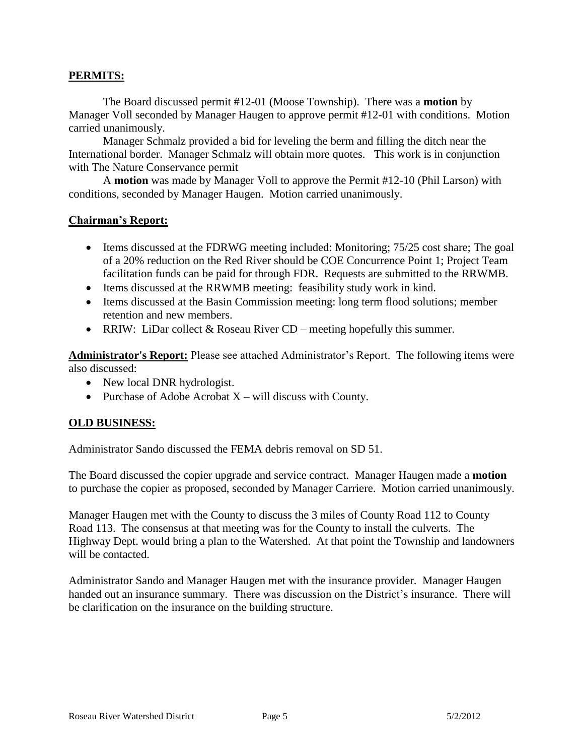## PERMITS:

The Board discussed permit #12-01 (Moose Township). There was a **motion** by Manager Voll seconded by Manager Haugen to approve permit #12-01 with conditions. Motion carried unanimously.

Manager Schmalz provided a bid for leveling the berm and filling the ditch near the International border. Manager Schmalz will obtain more quotes. This work is in conjunction with The Nature Conservance permit

A **motion** was made by Manager Voll to approve the Permit #12-10 (Phil Larson) with conditions, seconded by Manager Haugen. Motion carried unanimously.

## Chairman's Report:

- Items discussed at the FDRWG meeting included: Monitoring; 75/25 cost share; The goal of a 20% reduction on the Red River should be COE Concurrence Point 1; Project Team facilitation funds can be paid for through FDR. Requests are submitted to the RRWMB.
- Items discussed at the RRWMB meeting: feasibility study work in kind.
- Items discussed at the Basin Commission meeting: long term flood solutions; member retention and new members.
- RRIW: LiDar collect & Roseau River CD – meeting hopefully this summer.

**Administrator's Report:** Please see attached Administrator's Report. The following items were also discussed:

- New local DNR hydrologist.
- Purchase of Adobe Acrobat X – will discuss with County.

## OLD BUSINESS:

Administrator Sando discussed the FEMA debris removal on SD 51.

The Board discussed the copier upgrade and service contract. Manager Haugen made a **motion** to purchase the copier as proposed, seconded by Manager Carriere. Motion carried unanimously.

Manager Haugen met with the County to discuss the 3 miles of County Road 112 to County Road 113. The consensus at that meeting was for the County to install the culverts. The Highway Dept. would bring a plan to the Watershed. At that point the Township and landowners will be contacted.

Administrator Sando and Manager Haugen met with the insurance provider. Manager Haugen handed out an insurance summary. There was discussion on the District's insurance. There will be clarification on the insurance on the building structure.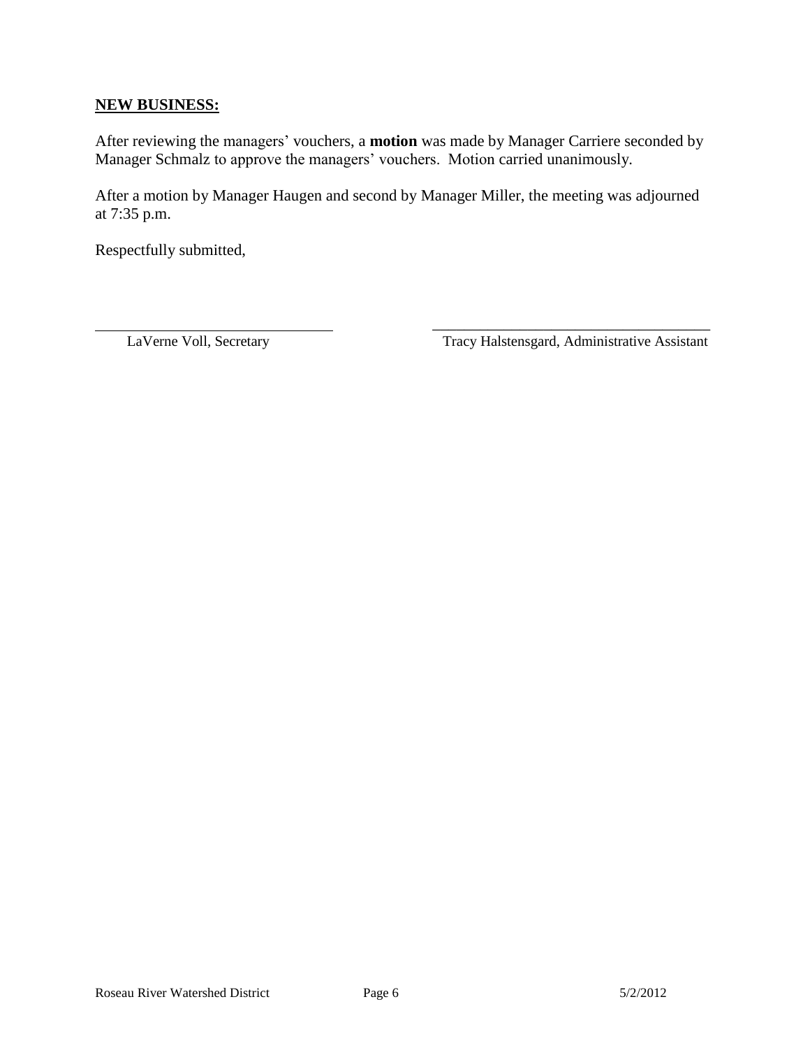**NEW BUSINESS:**

After reviewing the managers' vouchers, a **motion** was made by Manager Carriere seconded by Manager Schmalz to approve the managers' vouchers. Motion carried unanimously.

After a motion by Manager Haugen and second by Manager Miller, the meeting was adjourned at 7:35 p.m.

Respectfully submitted,

\_\_\_\_\_\_\_\_\_\_\_\_\_\_\_\_\_\_\_\_\_\_\_\_\_\_\_\_\_\_\_\_
LaVerne Voll, Secretary

\_\_\_\_\_\_\_\_\_\_\_\_\_\_\_\_\_\_\_\_\_\_\_\_\_\_\_\_\_\_\_\_\_\_\_\_\_\_
Tracy Halstensgard, Administrative Assistant